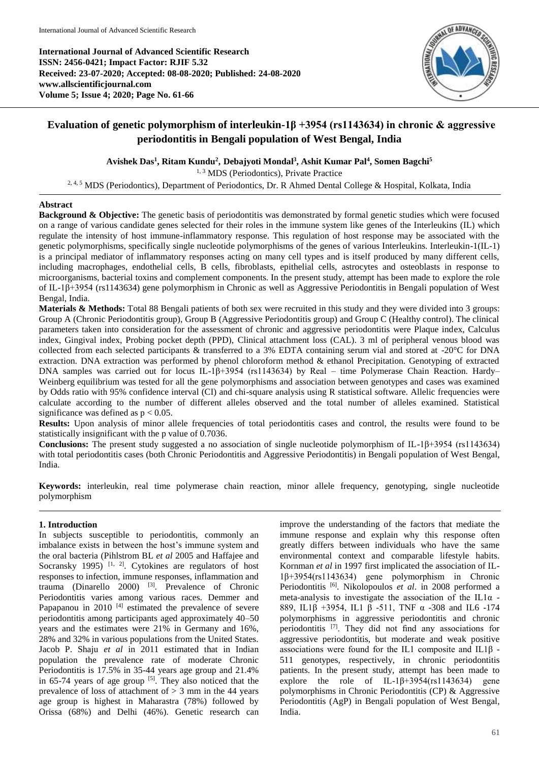**International Journal of Advanced Scientific Research**
**ISSN: 2456-0421; Impact Factor: RJIF 5.32**
**Received: 23-07-2020; Accepted: 08-08-2020; Published: 24-08-2020**
**www.allscientificjournal.com**
**Volume 5; Issue 4; 2020; Page No. 61-66**

# Evaluation of genetic polymorphism of interleukin-1β +3954 (rs1143634) in chronic & aggressive periodontitis in Bengali population of West Bengal, India

**Avishek Das[1], Ritam Kundu[2], Debajyoti Mondal[3], Ashit Kumar Pal[4], Somen Bagchi[5]**

[1, 3] MDS (Periodontics), Private Practice

[2, 4, 5] MDS (Periodontics), Department of Periodontics, Dr. R Ahmed Dental College & Hospital, Kolkata, India

## Abstract

**Background & Objective:** The genetic basis of periodontitis was demonstrated by formal genetic studies which were focused on a range of various candidate genes selected for their roles in the immune system like genes of the Interleukins (IL) which regulate the intensity of host immune-inflammatory response. This regulation of host response may be associated with the genetic polymorphisms, specifically single nucleotide polymorphisms of the genes of various Interleukins. Interleukin-1(IL-1) is a principal mediator of inflammatory responses acting on many cell types and is itself produced by many different cells, including macrophages, endothelial cells, B cells, fibroblasts, epithelial cells, astrocytes and osteoblasts in response to microorganisms, bacterial toxins and complement components. In the present study, attempt has been made to explore the role of IL-1β+3954 (rs1143634) gene polymorphism in Chronic as well as Aggressive Periodontitis in Bengali population of West Bengal, India.

**Materials & Methods:** Total 88 Bengali patients of both sex were recruited in this study and they were divided into 3 groups: Group A (Chronic Periodontitis group), Group B (Aggressive Periodontitis group) and Group C (Healthy control). The clinical parameters taken into consideration for the assessment of chronic and aggressive periodontitis were Plaque index, Calculus index, Gingival index, Probing pocket depth (PPD), Clinical attachment loss (CAL). 3 ml of peripheral venous blood was collected from each selected participants & transferred to a 3% EDTA containing serum vial and stored at -20°C for DNA extraction. DNA extraction was performed by phenol chloroform method & ethanol Precipitation. Genotyping of extracted DNA samples was carried out for locus IL-1β+3954 (rs1143634) by Real – time Polymerase Chain Reaction. Hardy–Weinberg equilibrium was tested for all the gene polymorphisms and association between genotypes and cases was examined by Odds ratio with 95% confidence interval (CI) and chi-square analysis using R statistical software. Allelic frequencies were calculate according to the number of different alleles observed and the total number of alleles examined. Statistical significance was defined as $p < 0.05$.

**Results:** Upon analysis of minor allele frequencies of total periodontitis cases and control, the results were found to be statistically insignificant with the p value of 0.7036.

**Conclusions:** The present study suggested a no association of single nucleotide polymorphism of IL-1β+3954 (rs1143634) with total periodontitis cases (both Chronic Periodontitis and Aggressive Periodontitis) in Bengali population of West Bengal, India.

**Keywords:** interleukin, real time polymerase chain reaction, minor allele frequency, genotyping, single nucleotide polymorphism

## 1. Introduction

In subjects susceptible to periodontitis, commonly an imbalance exists in between the host's immune system and the oral bacteria (Pihlstrom BL *et al* 2005 and Haffajee and Socransky 1995) [1, 2]. Cytokines are regulators of host responses to infection, immune responses, inflammation and trauma (Dinarello 2000) [3]. Prevalence of Chronic Periodontitis varies among various races. Demmer and Papapanou in 2010 [4] estimated the prevalence of severe periodontitis among participants aged approximately 40–50 years and the estimates were 21% in Germany and 16%, 28% and 32% in various populations from the United States. Jacob P. Shaju *et al* in 2011 estimated that in Indian population the prevalence rate of moderate Chronic Periodontitis is 17.5% in 35-44 years age group and 21.4% in 65-74 years of age group [5]. They also noticed that the prevalence of loss of attachment of > 3 mm in the 44 years age group is highest in Maharastra (78%) followed by Orissa (68%) and Delhi (46%). Genetic research can improve the understanding of the factors that mediate the immune response and explain why this response often greatly differs between individuals who have the same environmental context and comparable lifestyle habits. Kornman *et al* in 1997 first implicated the association of IL-1β+3954(rs1143634) gene polymorphism in Chronic Periodontitis [6]. Nikolopoulos *et al*. in 2008 performed a meta-analysis to investigate the association of the IL1α -889, IL1β +3954, IL1 β -511, TNF α -308 and IL6 -174 polymorphisms in aggressive periodontitis and chronic periodontitis [7]. They did not find any associations for aggressive periodontitis, but moderate and weak positive associations were found for the IL1 composite and IL1β -511 genotypes, respectively, in chronic periodontitis patients. In the present study, attempt has been made to explore the role of IL-1β+3954(rs1143634) gene polymorphisms in Chronic Periodontitis (CP) & Aggressive Periodontitis (AgP) in Bengali population of West Bengal, India.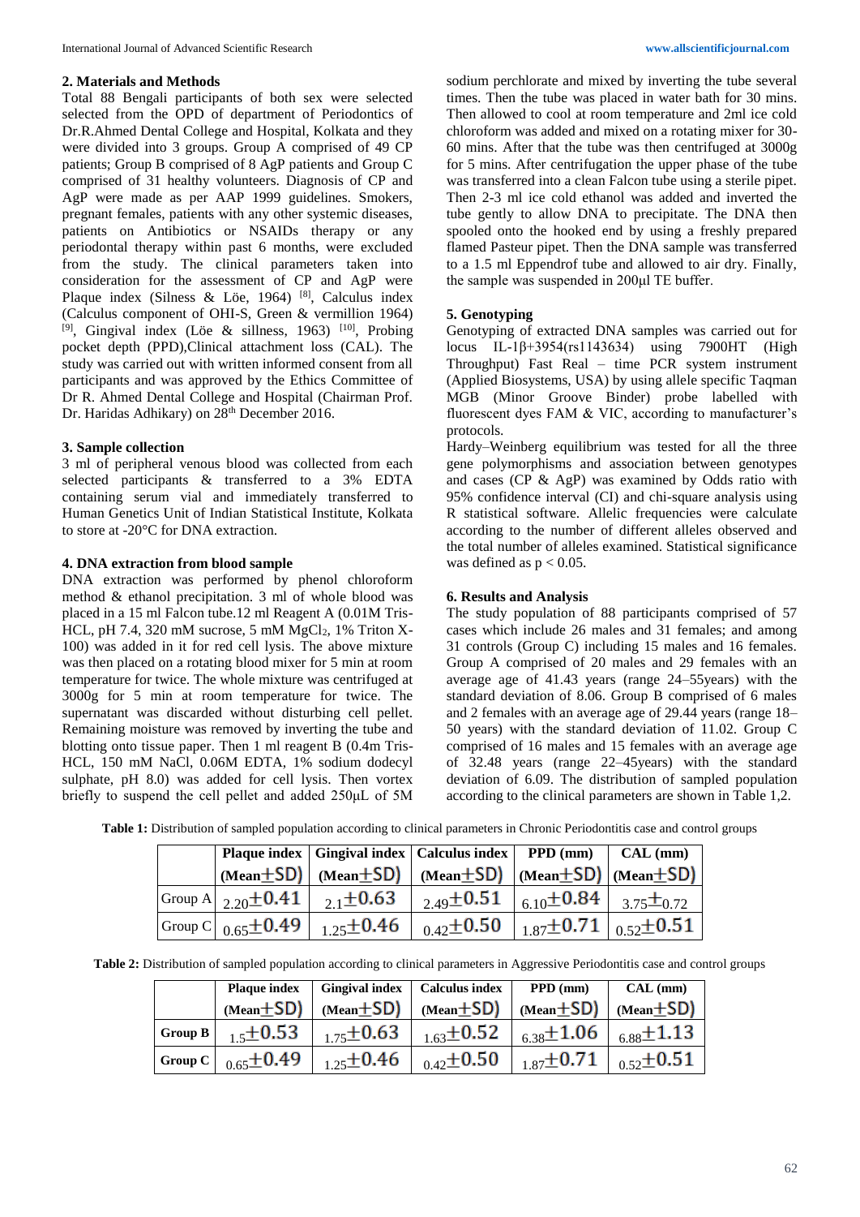## 2. Materials and Methods

Total 88 Bengali participants of both sex were selected selected from the OPD of department of Periodontics of Dr.R.Ahmed Dental College and Hospital, Kolkata and they were divided into 3 groups. Group A comprised of 49 CP patients; Group B comprised of 8 AgP patients and Group C comprised of 31 healthy volunteers. Diagnosis of CP and AgP were made as per AAP 1999 guidelines. Smokers, pregnant females, patients with any other systemic diseases, patients on Antibiotics or NSAIDs therapy or any periodontal therapy within past 6 months, were excluded from the study. The clinical parameters taken into consideration for the assessment of CP and AgP were Plaque index (Silness & Löe, 1964) [8], Calculus index (Calculus component of OHI-S, Green & vermillion 1964) [9], Gingival index (Löe & sillness, 1963) [10], Probing pocket depth (PPD),Clinical attachment loss (CAL). The study was carried out with written informed consent from all participants and was approved by the Ethics Committee of Dr R. Ahmed Dental College and Hospital (Chairman Prof. Dr. Haridas Adhikary) on 28th December 2016.

## 3. Sample collection

3 ml of peripheral venous blood was collected from each selected participants & transferred to a 3% EDTA containing serum vial and immediately transferred to Human Genetics Unit of Indian Statistical Institute, Kolkata to store at -20°C for DNA extraction.

## 4. DNA extraction from blood sample

DNA extraction was performed by phenol chloroform method & ethanol precipitation. 3 ml of whole blood was placed in a 15 ml Falcon tube.12 ml Reagent A (0.01M Tris-HCL, pH 7.4, 320 mM sucrose, 5 mM $MgCl_2$, 1% Triton X-100) was added in it for red cell lysis. The above mixture was then placed on a rotating blood mixer for 5 min at room temperature for twice. The whole mixture was centrifuged at 3000g for 5 min at room temperature for twice. The supernatant was discarded without disturbing cell pellet. Remaining moisture was removed by inverting the tube and blotting onto tissue paper. Then 1 ml reagent B (0.4m Tris-HCL, 150 mM NaCl, 0.06M EDTA, 1% sodium dodecyl sulphate, pH 8.0) was added for cell lysis. Then vortex briefly to suspend the cell pellet and added 250μL of 5M sodium perchlorate and mixed by inverting the tube several times. Then the tube was placed in water bath for 30 mins. Then allowed to cool at room temperature and 2ml ice cold chloroform was added and mixed on a rotating mixer for 30-60 mins. After that the tube was then centrifuged at 3000g for 5 mins. After centrifugation the upper phase of the tube was transferred into a clean Falcon tube using a sterile pipet. Then 2-3 ml ice cold ethanol was added and inverted the tube gently to allow DNA to precipitate. The DNA then spooled onto the hooked end by using a freshly prepared flamed Pasteur pipet. Then the DNA sample was transferred to a 1.5 ml Eppendrof tube and allowed to air dry. Finally, the sample was suspended in 200μl TE buffer.

## 5. Genotyping

Genotyping of extracted DNA samples was carried out for locus IL-1β+3954(rs1143634) using 7900HT (High Throughput) Fast Real – time PCR system instrument (Applied Biosystems, USA) by using allele specific Taqman MGB (Minor Groove Binder) probe labelled with fluorescent dyes FAM & VIC, according to manufacturer's protocols.

Hardy–Weinberg equilibrium was tested for all the three gene polymorphisms and association between genotypes and cases (CP & AgP) was examined by Odds ratio with 95% confidence interval (CI) and chi-square analysis using R statistical software. Allelic frequencies were calculate according to the number of different alleles observed and the total number of alleles examined. Statistical significance was defined as $p < 0.05$.

## 6. Results and Analysis

The study population of 88 participants comprised of 57 cases which include 26 males and 31 females; and among 31 controls (Group C) including 15 males and 16 females. Group A comprised of 20 males and 29 females with an average age of 41.43 years (range 24–55years) with the standard deviation of 8.06. Group B comprised of 6 males and 2 females with an average age of 29.44 years (range 18–50 years) with the standard deviation of 11.02. Group C comprised of 16 males and 15 females with an average age of 32.48 years (range 22–45years) with the standard deviation of 6.09. The distribution of sampled population according to the clinical parameters are shown in Table 1,2.

**Table 1:** Distribution of sampled population according to clinical parameters in Chronic Periodontitis case and control groups

| | Plaque index (Mean±SD) | Gingival index (Mean±SD) | Calculus index (Mean±SD) | PPD (mm) (Mean±SD) | CAL (mm) (Mean±SD) |
|---|---|---|---|---|---|
| Group A | 2.20±0.41 | 2.1±0.63 | 2.49±0.51 | 6.10±0.84 | 3.75±0.72 |
| Group C | 0.65±0.49 | 1.25±0.46 | 0.42±0.50 | 1.87±0.71 | 0.52±0.51 |

**Table 2:** Distribution of sampled population according to clinical parameters in Aggressive Periodontitis case and control groups

| | Plaque index (Mean±SD) | Gingival index (Mean±SD) | Calculus index (Mean±SD) | PPD (mm) (Mean±SD) | CAL (mm) (Mean±SD) |
|---|---|---|---|---|---|
| **Group B** | 1.5±0.53 | 1.75±0.63 | 1.63±0.52 | 6.38±1.06 | 6.88±1.13 |
| **Group C** | 0.65±0.49 | 1.25±0.46 | 0.42±0.50 | 1.87±0.71 | 0.52±0.51 |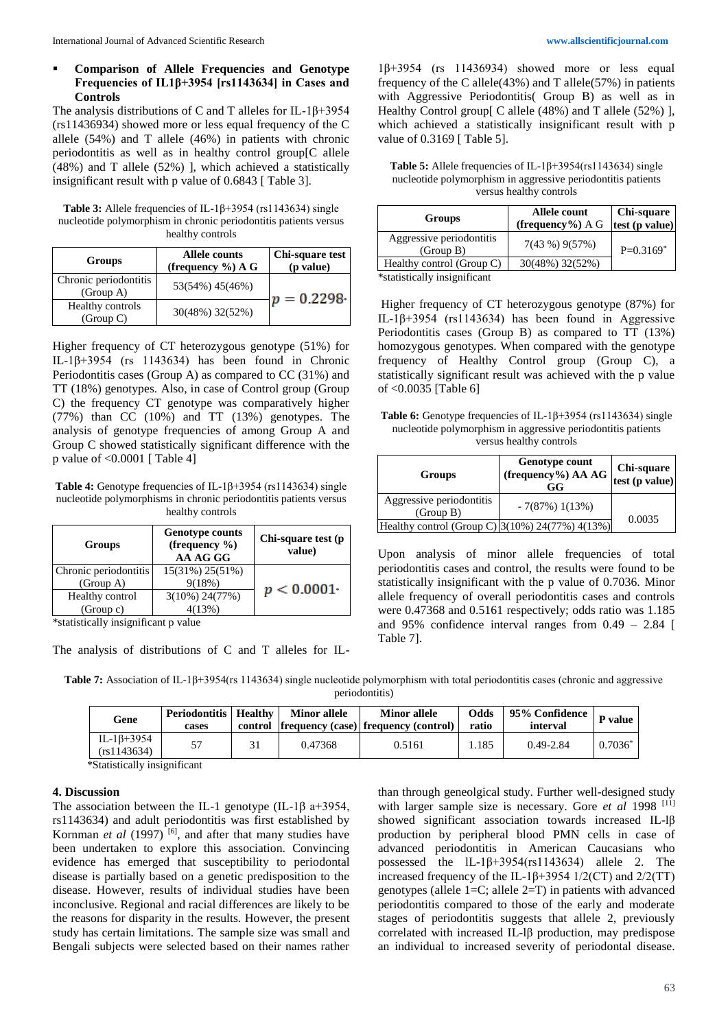- **Comparison of Allele Frequencies and Genotype Frequencies of IL1β+3954 [rs1143634] in Cases and Controls**

The analysis distributions of C and T alleles for IL-1β+3954 (rs11436934) showed more or less equal frequency of the C allele (54%) and T allele (46%) in patients with chronic periodontitis as well as in healthy control group[C allele (48%) and T allele (52%) ], which achieved a statistically insignificant result with p value of 0.6843 [ Table 3].

**Table 3:** Allele frequencies of IL-1β+3954 (rs1143634) single nucleotide polymorphism in chronic periodontitis patients versus healthy controls

| Groups | Allele counts (frequency %) A G | Chi-square test (p value) |
|---|---|---|
| Chronic periodontitis (Group A) | 53(54%) 45(46%) | $p = 0.2298$ |
| Healthy controls (Group C) | 30(48%) 32(52%) | |

Higher frequency of CT heterozygous genotype (51%) for IL-1β+3954 (rs 1143634) has been found in Chronic Periodontitis cases (Group A) as compared to CC (31%) and TT (18%) genotypes. Also, in case of Control group (Group C) the frequency CT genotype was comparatively higher (77%) than CC (10%) and TT (13%) genotypes. The analysis of genotype frequencies of among Group A and Group C showed statistically significant difference with the p value of <0.0001 [ Table 4]

**Table 4:** Genotype frequencies of IL-1β+3954 (rs1143634) single nucleotide polymorphisms in chronic periodontitis patients versus healthy controls

| Groups | Genotype counts (frequency %) AA AG GG | Chi-square test (p value) |
|---|---|---|
| Chronic periodontitis (Group A) | 15(31%) 25(51%) 9(18%) | $p < 0.0001$ |
| Healthy control (Group c) | 3(10%) 24(77%) 4(13%) | |

*statistically insignificant p value

The analysis of distributions of C and T alleles for IL-1β+3954 (rs 11436934) showed more or less equal frequency of the C allele(43%) and T allele(57%) in patients with Aggressive Periodontitis( Group B) as well as in Healthy Control group[ C allele (48%) and T allele (52%) ], which achieved a statistically insignificant result with p value of 0.3169 [ Table 5].

**Table 5:** Allele frequencies of IL-1β+3954(rs1143634) single nucleotide polymorphism in aggressive periodontitis patients versus healthy controls

| Groups | Allele count (frequency%) A G | Chi-square test (p value) |
|---|---|---|
| Aggressive periodontitis (Group B) | 7(43 %) 9(57%) | P=0.3169* |
| Healthy control (Group C) | 30(48%) 32(52%) | |

*statistically insignificant

Higher frequency of CT heterozygous genotype (87%) for IL-1β+3954 (rs1143634) has been found in Aggressive Periodontitis cases (Group B) as compared to TT (13%) homozygous genotypes. When compared with the genotype frequency of Healthy Control group (Group C), a statistically significant result was achieved with the p value of <0.0035 [Table 6]

**Table 6:** Genotype frequencies of IL-1β+3954 (rs1143634) single nucleotide polymorphism in aggressive periodontitis patients versus healthy controls

| Groups | Genotype count (frequency%) AA AG GG | Chi-square test (p value) |
|---|---|---|
| Aggressive periodontitis (Group B) | - 7(87%) 1(13%) | 0.0035 |
| Healthy control (Group C) | 3(10%) 24(77%) 4(13%) | |

Upon analysis of minor allele frequencies of total periodontitis cases and control, the results were found to be statistically insignificant with the p value of 0.7036. Minor allele frequency of overall periodontitis cases and controls were 0.47368 and 0.5161 respectively; odds ratio was 1.185 and 95% confidence interval ranges from 0.49 – 2.84 [ Table 7].

**Table 7:** Association of IL-1β+3954(rs 1143634) single nucleotide polymorphism with total periodontitis cases (chronic and aggressive periodontitis)

| Gene | Periodontitis cases | Healthy control | Minor allele frequency (case) | Minor allele frequency (control) | Odds ratio | 95% Confidence interval | P value |
|---|---|---|---|---|---|---|---|
| IL-1β+3954 (rs1143634) | 57 | 31 | 0.47368 | 0.5161 | 1.185 | 0.49-2.84 | 0.7036* |

*Statistically insignificant

## 4. Discussion

The association between the IL-1 genotype (IL-1β a+3954, rs1143634) and adult periodontitis was first established by Kornman *et al* (1997) [6], and after that many studies have been undertaken to explore this association. Convincing evidence has emerged that susceptibility to periodontal disease is partially based on a genetic predisposition to the disease. However, results of individual studies have been inconclusive. Regional and racial differences are likely to be the reasons for disparity in the results. However, the present study has certain limitations. The sample size was small and Bengali subjects were selected based on their names rather than through geneolgical study. Further well-designed study with larger sample size is necessary. Gore *et al* 1998 [11] showed significant association towards increased IL-lβ production by peripheral blood PMN cells in case of advanced periodontitis in American Caucasians who possessed the lL-1β+3954(rs1143634) allele 2. The increased frequency of the IL-1β+3954 1/2(CT) and 2/2(TT) genotypes (allele 1=C; allele 2=T) in patients with advanced periodontitis compared to those of the early and moderate stages of periodontitis suggests that allele 2, previously correlated with increased IL-lβ production, may predispose an individual to increased severity of periodontal disease.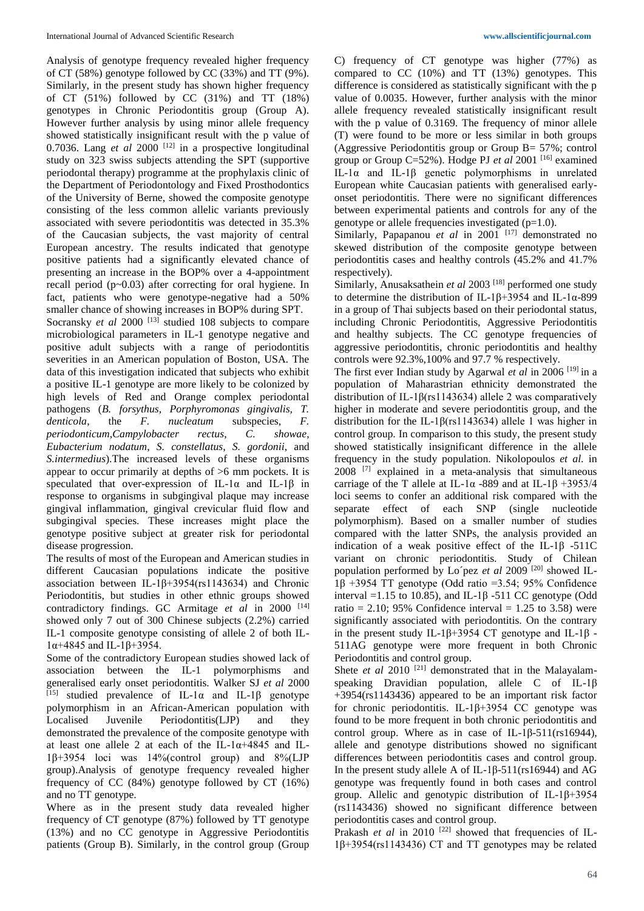Analysis of genotype frequency revealed higher frequency of CT (58%) genotype followed by CC (33%) and TT (9%). Similarly, in the present study has shown higher frequency of CT (51%) followed by CC (31%) and TT (18%) genotypes in Chronic Periodontitis group (Group A). However further analysis by using minor allele frequency showed statistically insignificant result with the p value of 0.7036. Lang *et al* 2000 [12] in a prospective longitudinal study on 323 swiss subjects attending the SPT (supportive periodontal therapy) programme at the prophylaxis clinic of the Department of Periodontology and Fixed Prosthodontics of the University of Berne, showed the composite genotype consisting of the less common allelic variants previously associated with severe periodontitis was detected in 35.3% of the Caucasian subjects, the vast majority of central European ancestry. The results indicated that genotype positive patients had a significantly elevated chance of presenting an increase in the BOP% over a 4-appointment recall period (p~0.03) after correcting for oral hygiene. In fact, patients who were genotype-negative had a 50% smaller chance of showing increases in BOP% during SPT.

Socransky *et al* 2000 [13] studied 108 subjects to compare microbiological parameters in IL-1 genotype negative and positive adult subjects with a range of periodontitis severities in an American population of Boston, USA. The data of this investigation indicated that subjects who exhibit a positive IL-1 genotype are more likely to be colonized by high levels of Red and Orange complex periodontal pathogens (*B. forsythus*, *Porphyromonas gingivalis*, *T. denticola*, the *F. nucleatum* subspecies, *F. periodonticum*,*Campylobacter rectus*, *C. showae*, *Eubacterium nodatum*, *S. constellatus*, *S. gordonii*, and *S.intermedius*).The increased levels of these organisms appear to occur primarily at depths of >6 mm pockets. It is speculated that over-expression of IL-1α and IL-1β in response to organisms in subgingival plaque may increase gingival inflammation, gingival crevicular fluid flow and subgingival species. These increases might place the genotype positive subject at greater risk for periodontal disease progression.

The results of most of the European and American studies in different Caucasian populations indicate the positive association between IL-1β+3954(rs1143634) and Chronic Periodontitis, but studies in other ethnic groups showed contradictory findings. GC Armitage *et al* in 2000 [14] showed only 7 out of 300 Chinese subjects (2.2%) carried IL-1 composite genotype consisting of allele 2 of both IL-1α+4845 and IL-1β+3954.

Some of the contradictory European studies showed lack of association between the IL-1 polymorphisms and generalised early onset periodontitis. Walker SJ *et al* 2000 [15] studied prevalence of IL-1α and IL-1β genotype polymorphism in an African-American population with Localised Juvenile Periodontitis(LJP) and they demonstrated the prevalence of the composite genotype with at least one allele 2 at each of the IL-1α+4845 and IL-1β+3954 loci was 14%(control group) and 8%(LJP group).Analysis of genotype frequency revealed higher frequency of CC (84%) genotype followed by CT (16%) and no TT genotype.

Where as in the present study data revealed higher frequency of CT genotype (87%) followed by TT genotype (13%) and no CC genotype in Aggressive Periodontitis patients (Group B). Similarly, in the control group (Group C) frequency of CT genotype was higher (77%) as compared to CC (10%) and TT (13%) genotypes. This difference is considered as statistically significant with the p value of 0.0035. However, further analysis with the minor allele frequency revealed statistically insignificant result with the p value of 0.3169. The frequency of minor allele (T) were found to be more or less similar in both groups (Aggressive Periodontitis group or Group B= 57%; control group or Group C=52%). Hodge PJ *et al* 2001 [16] examined IL-1α and IL-1β genetic polymorphisms in unrelated European white Caucasian patients with generalised early-onset periodontitis. There were no significant differences between experimental patients and controls for any of the genotype or allele frequencies investigated (p=1.0).

Similarly, Papapanou *et al* in 2001 [17] demonstrated no skewed distribution of the composite genotype between periodontitis cases and healthy controls (45.2% and 41.7% respectively).

Similarly, Anusaksathein *et al* 2003 [18] performed one study to determine the distribution of IL-1β+3954 and IL-1α-899 in a group of Thai subjects based on their periodontal status, including Chronic Periodontitis, Aggressive Periodontitis and healthy subjects. The CC genotype frequencies of aggressive periodontitis, chronic periodontitis and healthy controls were 92.3%,100% and 97.7 % respectively.

The first ever Indian study by Agarwal *et al* in 2006 [19] in a population of Maharastrian ethnicity demonstrated the distribution of IL-1β(rs1143634) allele 2 was comparatively higher in moderate and severe periodontitis group, and the distribution for the IL-1β(rs1143634) allele 1 was higher in control group. In comparison to this study, the present study showed statistically insignificant difference in the allele frequency in the study population. Nikolopoulos *et al.* in 2008 [7] explained in a meta-analysis that simultaneous carriage of the T allele at IL-1α -889 and at IL-1β +3953/4 loci seems to confer an additional risk compared with the separate effect of each SNP (single nucleotide polymorphism). Based on a smaller number of studies compared with the latter SNPs, the analysis provided an indication of a weak positive effect of the IL-1β -511C variant on chronic periodontitis. Study of Chilean population performed by Lo´pez *et al* 2009 [20] showed IL-1β +3954 TT genotype (Odd ratio =3.54; 95% Confidence interval =1.15 to 10.85), and IL-1β -511 CC genotype (Odd ratio = 2.10; 95% Confidence interval = 1.25 to 3.58) were significantly associated with periodontitis. On the contrary in the present study IL-1β+3954 CT genotype and IL-1β -511AG genotype were more frequent in both Chronic Periodontitis and control group.

Shete *et al* 2010 [21] demonstrated that in the Malayalam-speaking Dravidian population, allele C of IL-1β +3954(rs1143436) appeared to be an important risk factor for chronic periodontitis. IL-1β+3954 CC genotype was found to be more frequent in both chronic periodontitis and control group. Where as in case of IL-1β-511(rs16944), allele and genotype distributions showed no significant differences between periodontitis cases and control group. In the present study allele A of IL-1β-511(rs16944) and AG genotype was frequently found in both cases and control group. Allelic and genotypic distribution of IL-1β+3954 (rs1143436) showed no significant difference between periodontitis cases and control group.

Prakash *et al* in 2010 [22] showed that frequencies of IL-1β+3954(rs1143436) CT and TT genotypes may be related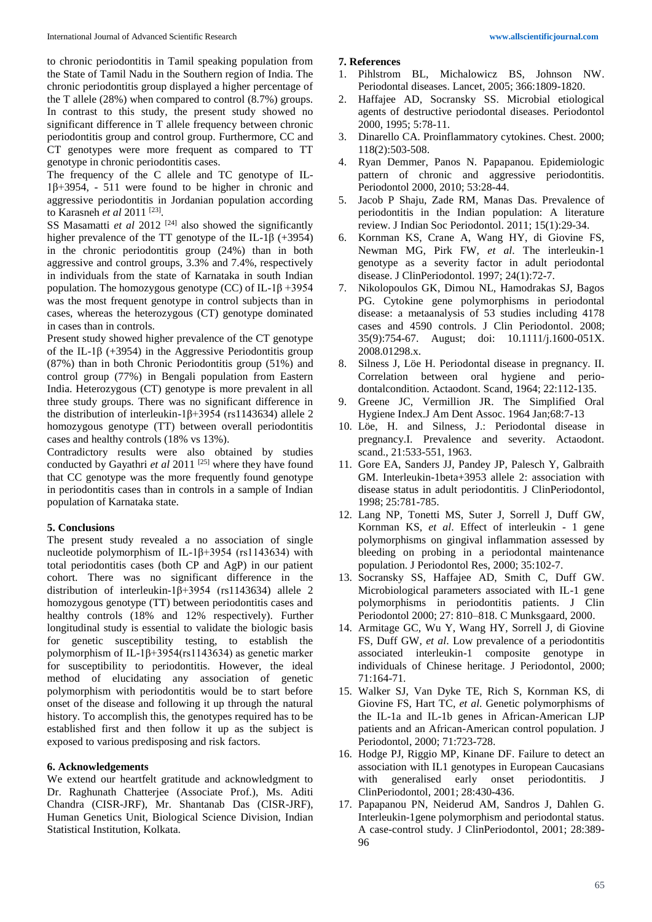to chronic periodontitis in Tamil speaking population from the State of Tamil Nadu in the Southern region of India. The chronic periodontitis group displayed a higher percentage of the T allele (28%) when compared to control (8.7%) groups. In contrast to this study, the present study showed no significant difference in T allele frequency between chronic periodontitis group and control group. Furthermore, CC and CT genotypes were more frequent as compared to TT genotype in chronic periodontitis cases.

The frequency of the C allele and TC genotype of IL-1β+3954, - 511 were found to be higher in chronic and aggressive periodontitis in Jordanian population according to Karasneh *et al* 2011 [23].

SS Masamatti *et al* 2012 [24] also showed the significantly higher prevalence of the TT genotype of the IL-1β (+3954) in the chronic periodontitis group (24%) than in both aggressive and control groups, 3.3% and 7.4%, respectively in individuals from the state of Karnataka in south Indian population. The homozygous genotype (CC) of IL-1β +3954 was the most frequent genotype in control subjects than in cases, whereas the heterozygous (CT) genotype dominated in cases than in controls.

Present study showed higher prevalence of the CT genotype of the IL-1β (+3954) in the Aggressive Periodontitis group (87%) than in both Chronic Periodontitis group (51%) and control group (77%) in Bengali population from Eastern India. Heterozygous (CT) genotype is more prevalent in all three study groups. There was no significant difference in the distribution of interleukin-1β+3954 (rs1143634) allele 2 homozygous genotype (TT) between overall periodontitis cases and healthy controls (18% vs 13%).

Contradictory results were also obtained by studies conducted by Gayathri *et al* 2011 [25] where they have found that CC genotype was the more frequently found genotype in periodontitis cases than in controls in a sample of Indian population of Karnataka state.

### 5. Conclusions

The present study revealed a no association of single nucleotide polymorphism of IL-1β+3954 (rs1143634) with total periodontitis cases (both CP and AgP) in our patient cohort. There was no significant difference in the distribution of interleukin-1β+3954 (rs1143634) allele 2 homozygous genotype (TT) between periodontitis cases and healthy controls (18% and 12% respectively). Further longitudinal study is essential to validate the biologic basis for genetic susceptibility testing, to establish the polymorphism of IL-1β+3954(rs1143634) as genetic marker for susceptibility to periodontitis. However, the ideal method of elucidating any association of genetic polymorphism with periodontitis would be to start before onset of the disease and following it up through the natural history. To accomplish this, the genotypes required has to be established first and then follow it up as the subject is exposed to various predisposing and risk factors.

### 6. Acknowledgements

We extend our heartfelt gratitude and acknowledgment to Dr. Raghunath Chatterjee (Associate Prof.), Ms. Aditi Chandra (CISR-JRF), Mr. Shantanab Das (CISR-JRF), Human Genetics Unit, Biological Science Division, Indian Statistical Institution, Kolkata.

### 7. References

1. Pihlstrom BL, Michalowicz BS, Johnson NW. Periodontal diseases. Lancet, 2005; 366:1809-1820.
2. Haffajee AD, Socransky SS. Microbial etiological agents of destructive periodontal diseases. Periodontol 2000, 1995; 5:78-11.
3. Dinarello CA. Proinflammatory cytokines. Chest. 2000; 118(2):503-508.
4. Ryan Demmer, Panos N. Papapanou. Epidemiologic pattern of chronic and aggressive periodontitis. Periodontol 2000, 2010; 53:28-44.
5. Jacob P Shaju, Zade RM, Manas Das. Prevalence of periodontitis in the Indian population: A literature review. J Indian Soc Periodontol. 2011; 15(1):29-34.
6. Kornman KS, Crane A, Wang HY, di Giovine FS, Newman MG, Pirk FW, *et al*. The interleukin-1 genotype as a severity factor in adult periodontal disease. J ClinPeriodontol. 1997; 24(1):72-7.
7. Nikolopoulos GK, Dimou NL, Hamodrakas SJ, Bagos PG. Cytokine gene polymorphisms in periodontal disease: a metaanalysis of 53 studies including 4178 cases and 4590 controls. J Clin Periodontol. 2008; 35(9):754-67. August; doi: 10.1111/j.1600-051X. 2008.01298.x.
8. Silness J, Löe H. Periodontal disease in pregnancy. II. Correlation between oral hygiene and periodontalcondition. Actaodont. Scand, 1964; 22:112-135.
9. Greene JC, Vermillion JR. The Simplified Oral Hygiene Index.J Am Dent Assoc. 1964 Jan;68:7-13
10. Löe, H. and Silness, J.: Periodontal disease in pregnancy.I. Prevalence and severity. Actaodont. scand., 21:533-551, 1963.
11. Gore EA, Sanders JJ, Pandey JP, Palesch Y, Galbraith GM. Interleukin-1beta+3953 allele 2: association with disease status in adult periodontitis. J ClinPeriodontol, 1998; 25:781-785.
12. Lang NP, Tonetti MS, Suter J, Sorrell J, Duff GW, Kornman KS, *et al*. Effect of interleukin - 1 gene polymorphisms on gingival inflammation assessed by bleeding on probing in a periodontal maintenance population. J Periodontol Res, 2000; 35:102-7.
13. Socransky SS, Haffajee AD, Smith C, Duff GW. Microbiological parameters associated with IL-1 gene polymorphisms in periodontitis patients. J Clin Periodontol 2000; 27: 810–818. C Munksgaard, 2000.
14. Armitage GC, Wu Y, Wang HY, Sorrell J, di Giovine FS, Duff GW, *et al*. Low prevalence of a periodontitis associated interleukin-1 composite genotype in individuals of Chinese heritage. J Periodontol, 2000; 71:164-71.
15. Walker SJ, Van Dyke TE, Rich S, Kornman KS, di Giovine FS, Hart TC, *et al*. Genetic polymorphisms of the IL-1a and IL-1b genes in African-American LJP patients and an African-American control population. J Periodontol, 2000; 71:723-728.
16. Hodge PJ, Riggio MP, Kinane DF. Failure to detect an association with IL1 genotypes in European Caucasians with generalised early onset periodontitis. J ClinPeriodontol, 2001; 28:430-436.
17. Papapanou PN, Neiderud AM, Sandros J, Dahlen G. Interleukin-1gene polymorphism and periodontal status. A case-control study. J ClinPeriodontol, 2001; 28:389-96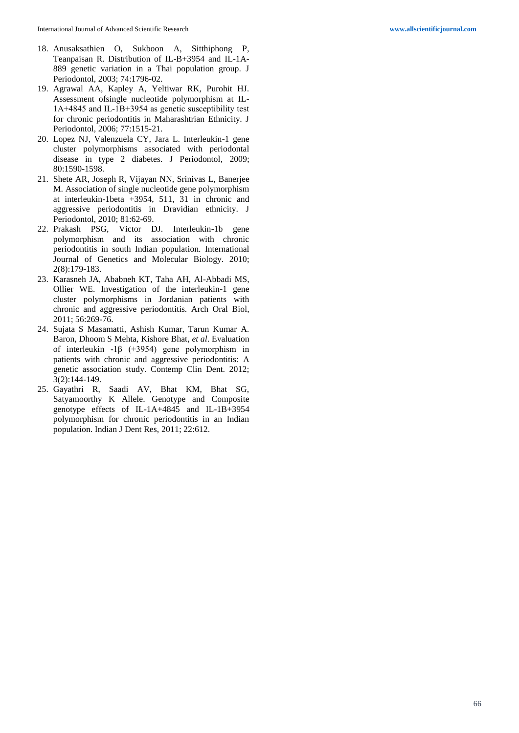18. Anusaksathien O, Sukboon A, Sitthiphong P, Teanpaisan R. Distribution of IL-B+3954 and IL-1A-889 genetic variation in a Thai population group. J Periodontol, 2003; 74:1796-02.
19. Agrawal AA, Kapley A, Yeltiwar RK, Purohit HJ. Assessment ofsingle nucleotide polymorphism at IL-1A+4845 and IL-1B+3954 as genetic susceptibility test for chronic periodontitis in Maharashtrian Ethnicity. J Periodontol, 2006; 77:1515-21.
20. Lopez NJ, Valenzuela CY, Jara L. Interleukin-1 gene cluster polymorphisms associated with periodontal disease in type 2 diabetes. J Periodontol, 2009; 80:1590-1598.
21. Shete AR, Joseph R, Vijayan NN, Srinivas L, Banerjee M. Association of single nucleotide gene polymorphism at interleukin-1beta +3954, 511, 31 in chronic and aggressive periodontitis in Dravidian ethnicity. J Periodontol, 2010; 81:62-69.
22. Prakash PSG, Victor DJ. Interleukin-1b gene polymorphism and its association with chronic periodontitis in south Indian population. International Journal of Genetics and Molecular Biology. 2010; 2(8):179-183.
23. Karasneh JA, Ababneh KT, Taha AH, Al-Abbadi MS, Ollier WE. Investigation of the interleukin-1 gene cluster polymorphisms in Jordanian patients with chronic and aggressive periodontitis. Arch Oral Biol, 2011; 56:269-76.
24. Sujata S Masamatti, Ashish Kumar, Tarun Kumar A. Baron, Dhoom S Mehta, Kishore Bhat, *et al*. Evaluation of interleukin -1β (+3954) gene polymorphism in patients with chronic and aggressive periodontitis: A genetic association study. Contemp Clin Dent. 2012; 3(2):144-149.
25. Gayathri R, Saadi AV, Bhat KM, Bhat SG, Satyamoorthy K Allele. Genotype and Composite genotype effects of IL-1A+4845 and IL-1B+3954 polymorphism for chronic periodontitis in an Indian population. Indian J Dent Res, 2011; 22:612.